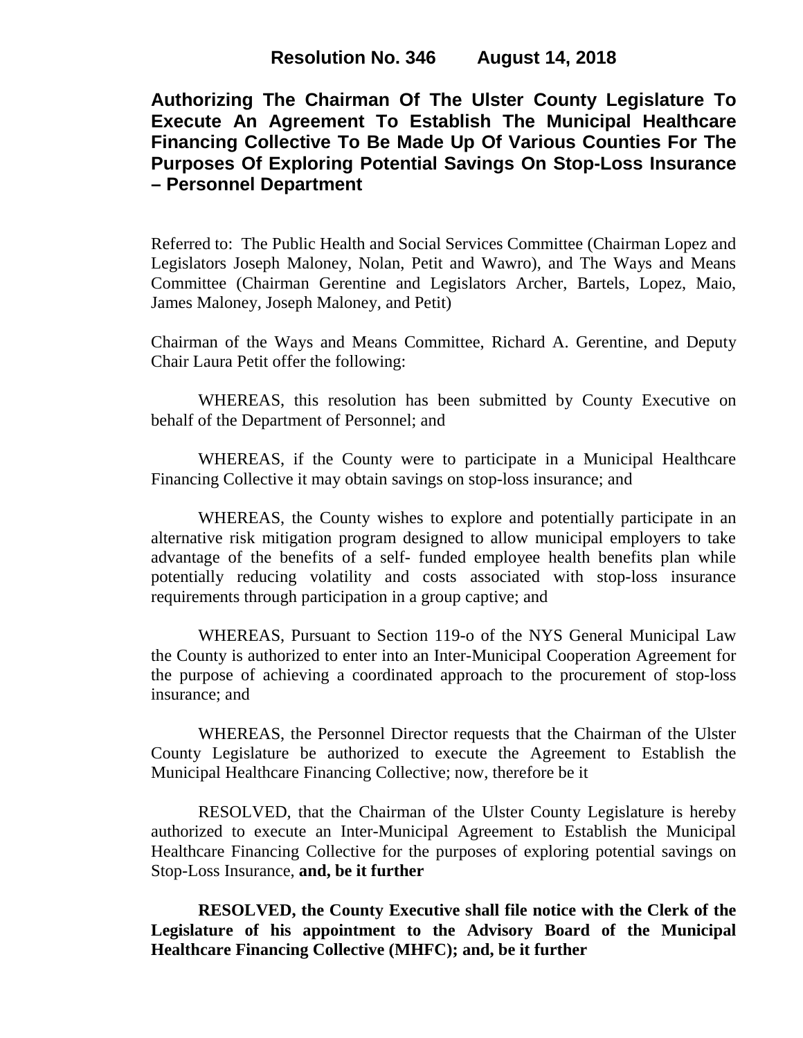**Resolution No. 346 August 14, 2018**

# Authorizing The Chairman Of The Ulster County Legislature To Execute An Agreement To Establish The Municipal Healthcare Financing Collective To Be Made Up Of Various Counties For The Purposes Of Exploring Potential Savings On Stop-Loss Insurance – Personnel Department

Referred to: The Public Health and Social Services Committee (Chairman Lopez and Legislators Joseph Maloney, Nolan, Petit and Wawro), and The Ways and Means Committee (Chairman Gerentine and Legislators Archer, Bartels, Lopez, Maio, James Maloney, Joseph Maloney, and Petit)

Chairman of the Ways and Means Committee, Richard A. Gerentine, and Deputy Chair Laura Petit offer the following:

WHEREAS, this resolution has been submitted by County Executive on behalf of the Department of Personnel; and

WHEREAS, if the County were to participate in a Municipal Healthcare Financing Collective it may obtain savings on stop-loss insurance; and

WHEREAS, the County wishes to explore and potentially participate in an alternative risk mitigation program designed to allow municipal employers to take advantage of the benefits of a self- funded employee health benefits plan while potentially reducing volatility and costs associated with stop-loss insurance requirements through participation in a group captive; and

WHEREAS, Pursuant to Section 119-o of the NYS General Municipal Law the County is authorized to enter into an Inter-Municipal Cooperation Agreement for the purpose of achieving a coordinated approach to the procurement of stop-loss insurance; and

WHEREAS, the Personnel Director requests that the Chairman of the Ulster County Legislature be authorized to execute the Agreement to Establish the Municipal Healthcare Financing Collective; now, therefore be it

RESOLVED, that the Chairman of the Ulster County Legislature is hereby authorized to execute an Inter-Municipal Agreement to Establish the Municipal Healthcare Financing Collective for the purposes of exploring potential savings on Stop-Loss Insurance, **and, be it further**

**RESOLVED, the County Executive shall file notice with the Clerk of the Legislature of his appointment to the Advisory Board of the Municipal Healthcare Financing Collective (MHFC); and, be it further**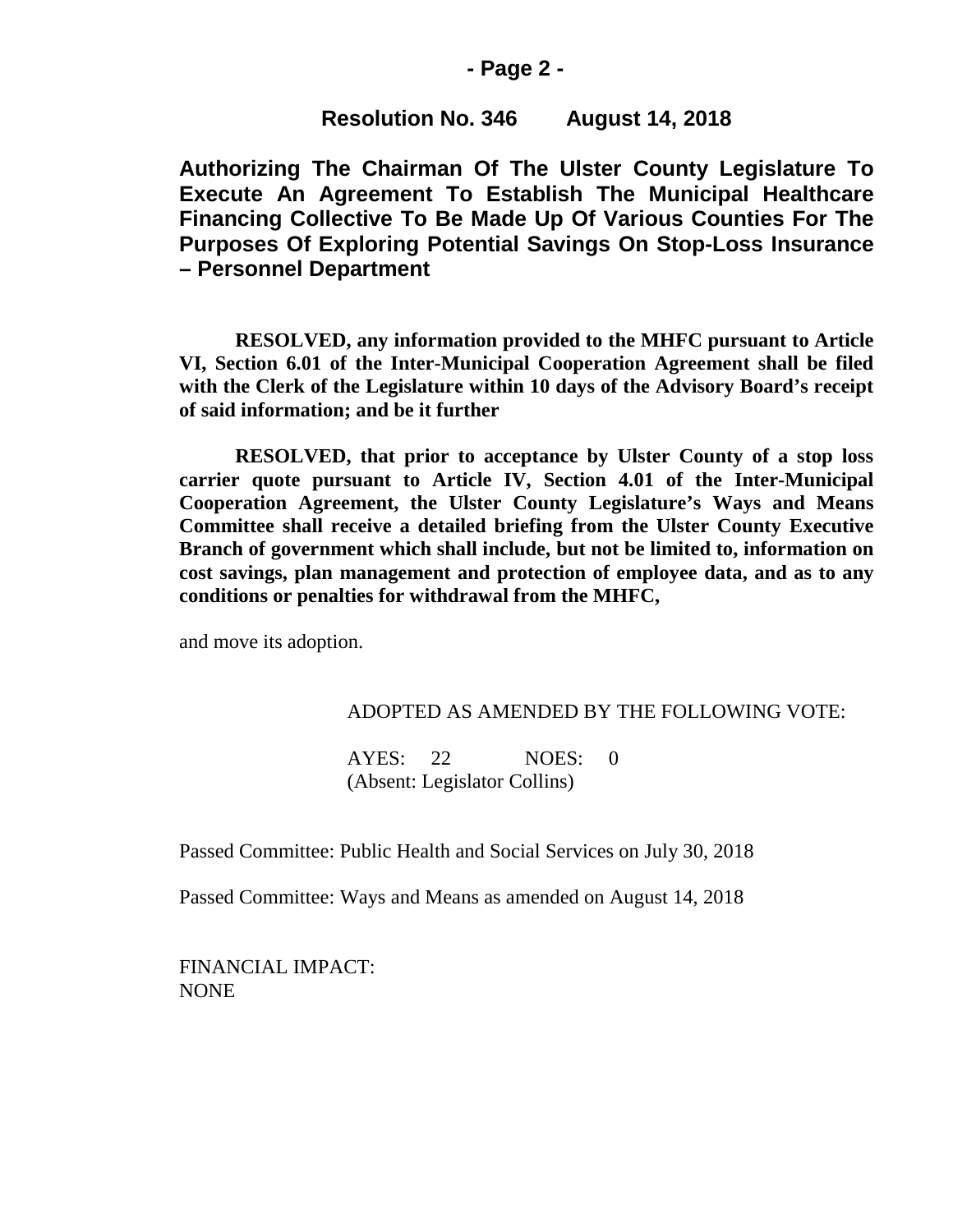**Resolution No. 346 August 14, 2018**

**Authorizing The Chairman Of The Ulster County Legislature To Execute An Agreement To Establish The Municipal Healthcare Financing Collective To Be Made Up Of Various Counties For The Purposes Of Exploring Potential Savings On Stop-Loss Insurance – Personnel Department**

**RESOLVED, any information provided to the MHFC pursuant to Article VI, Section 6.01 of the Inter-Municipal Cooperation Agreement shall be filed with the Clerk of the Legislature within 10 days of the Advisory Board's receipt of said information; and be it further**

**RESOLVED, that prior to acceptance by Ulster County of a stop loss carrier quote pursuant to Article IV, Section 4.01 of the Inter-Municipal Cooperation Agreement, the Ulster County Legislature's Ways and Means Committee shall receive a detailed briefing from the Ulster County Executive Branch of government which shall include, but not be limited to, information on cost savings, plan management and protection of employee data, and as to any conditions or penalties for withdrawal from the MHFC,**

and move its adoption.

ADOPTED AS AMENDED BY THE FOLLOWING VOTE:

AYES: 22 NOES: 0
(Absent: Legislator Collins)

Passed Committee: Public Health and Social Services on July 30, 2018

Passed Committee: Ways and Means as amended on August 14, 2018

FINANCIAL IMPACT:
NONE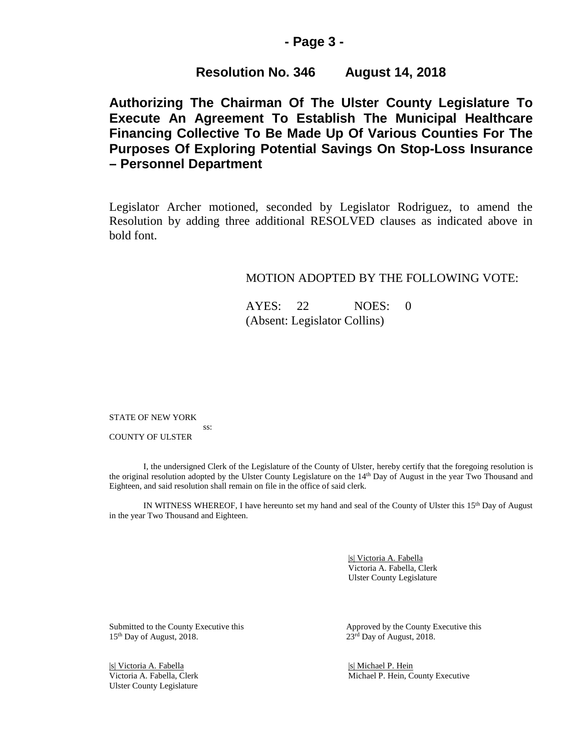## Resolution No. 346 August 14, 2018

**Authorizing The Chairman Of The Ulster County Legislature To Execute An Agreement To Establish The Municipal Healthcare Financing Collective To Be Made Up Of Various Counties For The Purposes Of Exploring Potential Savings On Stop-Loss Insurance – Personnel Department**

Legislator Archer motioned, seconded by Legislator Rodriguez, to amend the Resolution by adding three additional RESOLVED clauses as indicated above in bold font.

MOTION ADOPTED BY THE FOLLOWING VOTE:

AYES: 22 NOES: 0
(Absent: Legislator Collins)

STATE OF NEW YORK
ss:
COUNTY OF ULSTER

I, the undersigned Clerk of the Legislature of the County of Ulster, hereby certify that the foregoing resolution is the original resolution adopted by the Ulster County Legislature on the 14th Day of August in the year Two Thousand and Eighteen, and said resolution shall remain on file in the office of said clerk.

IN WITNESS WHEREOF, I have hereunto set my hand and seal of the County of Ulster this 15th Day of August in the year Two Thousand and Eighteen.

|s| Victoria A. Fabella
Victoria A. Fabella, Clerk
Ulster County Legislature

Submitted to the County Executive this
15th Day of August, 2018.

|s| Victoria A. Fabella
Victoria A. Fabella, Clerk
Ulster County Legislature

Approved by the County Executive this
23rd Day of August, 2018.

|s| Michael P. Hein
Michael P. Hein, County Executive